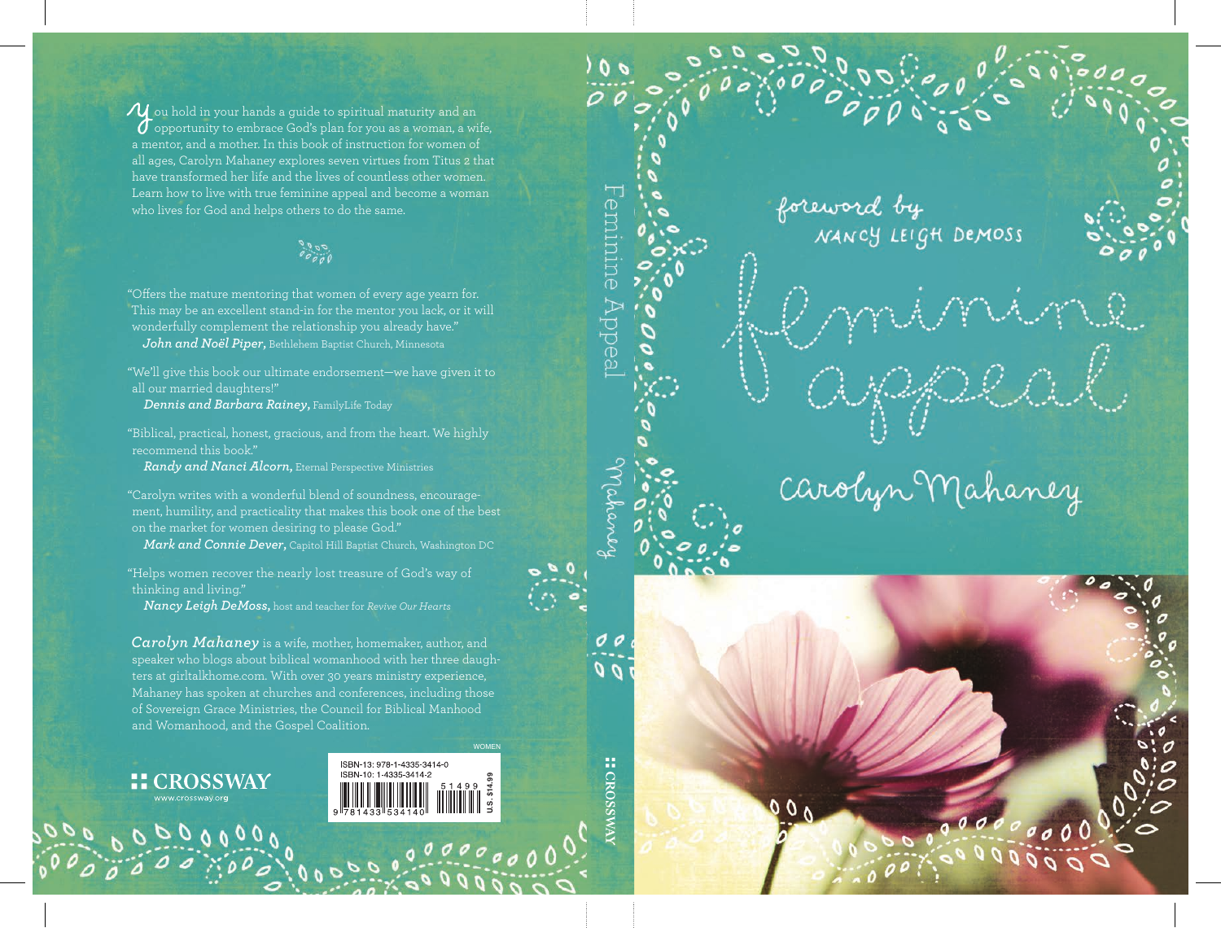# Feminine Appeal

foreword by NANCY LEIGH DEMOSS

Carolyn Mahaney

You hold in your hands a guide to spiritual maturity and an opportunity to embrace God's plan for you as a woman, a wife, a mentor, and a mother. In this book of instruction for women of all ages, Carolyn Mahaney explores seven virtues from Titus 2 that have transformed her life and the lives of countless other women. Learn how to live with true feminine appeal and become a woman who lives for God and helps others to do the same.

"Offers the mature mentoring that women of every age yearn for. This may be an excellent stand-in for the mentor you lack, or it will wonderfully complement the relationship you already have."
***John and Noël Piper,*** Bethlehem Baptist Church, Minnesota

"We'll give this book our ultimate endorsement—we have given it to all our married daughters!"
***Dennis and Barbara Rainey,*** FamilyLife Today

"Biblical, practical, honest, gracious, and from the heart. We highly recommend this book."
***Randy and Nanci Alcorn,*** Eternal Perspective Ministries

"Carolyn writes with a wonderful blend of soundness, encouragement, humility, and practicality that makes this book one of the best on the market for women desiring to please God."
***Mark and Connie Dever,*** Capitol Hill Baptist Church, Washington DC

"Helps women recover the nearly lost treasure of God's way of thinking and living."
***Nancy Leigh DeMoss,*** host and teacher for *Revive Our Hearts*

***Carolyn Mahaney*** is a wife, mother, homemaker, author, and speaker who blogs about biblical womanhood with her three daughters at girltalkhome.com. With over 30 years ministry experience, Mahaney has spoken at churches and conferences, including those of Sovereign Grace Ministries, the Council for Biblical Manhood and Womanhood, and the Gospel Coalition.

WOMEN

CROSSWAY
www.crossway.org

ISBN-13: 978-1-4335-3414-0
ISBN-10: 1-4335-3414-2
51499
9 781433 534140
U.S. $14.99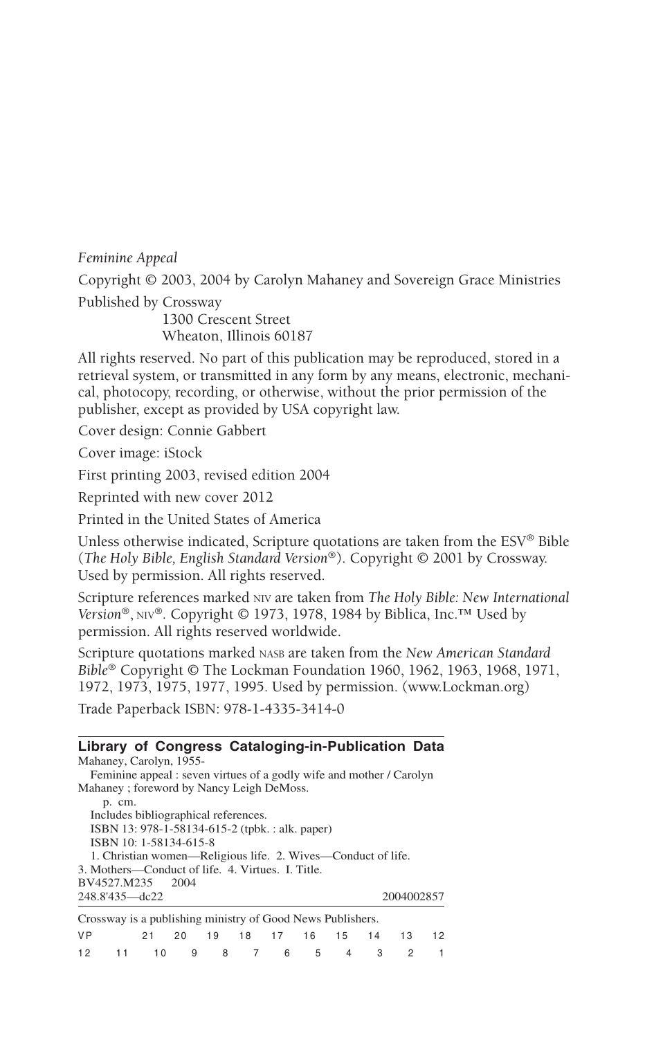*Feminine Appeal*

Copyright © 2003, 2004 by Carolyn Mahaney and Sovereign Grace Ministries

Published by Crossway
1300 Crescent Street
Wheaton, Illinois 60187

All rights reserved. No part of this publication may be reproduced, stored in a retrieval system, or transmitted in any form by any means, electronic, mechanical, photocopy, recording, or otherwise, without the prior permission of the publisher, except as provided by USA copyright law.

Cover design: Connie Gabbert

Cover image: iStock

First printing 2003, revised edition 2004

Reprinted with new cover 2012

Printed in the United States of America

Unless otherwise indicated, Scripture quotations are taken from the ESV® Bible (*The Holy Bible, English Standard Version®*). Copyright © 2001 by Crossway. Used by permission. All rights reserved.

Scripture references marked NIV are taken from *The Holy Bible: New International Version®*, NIV®. Copyright © 1973, 1978, 1984 by Biblica, Inc.™ Used by permission. All rights reserved worldwide.

Scripture quotations marked NASB are taken from the *New American Standard Bible®* Copyright © The Lockman Foundation 1960, 1962, 1963, 1968, 1971, 1972, 1973, 1975, 1977, 1995. Used by permission. (www.Lockman.org)

Trade Paperback ISBN: 978-1-4335-3414-0

**Library of Congress Cataloging-in-Publication Data**

Mahaney, Carolyn, 1955-
Feminine appeal : seven virtues of a godly wife and mother / Carolyn Mahaney ; foreword by Nancy Leigh DeMoss.
p. cm.
Includes bibliographical references.
ISBN 13: 978-1-58134-615-2 (tpbk. : alk. paper)
ISBN 10: 1-58134-615-8
1. Christian women—Religious life. 2. Wives—Conduct of life. 3. Mothers—Conduct of life. 4. Virtues. I. Title.
BV4527.M235 2004
248.8'435—dc22 2004002857

Crossway is a publishing ministry of Good News Publishers.

VP 21 20 19 18 17 16 15 14 13 12
12 11 10 9 8 7 6 5 4 3 2 1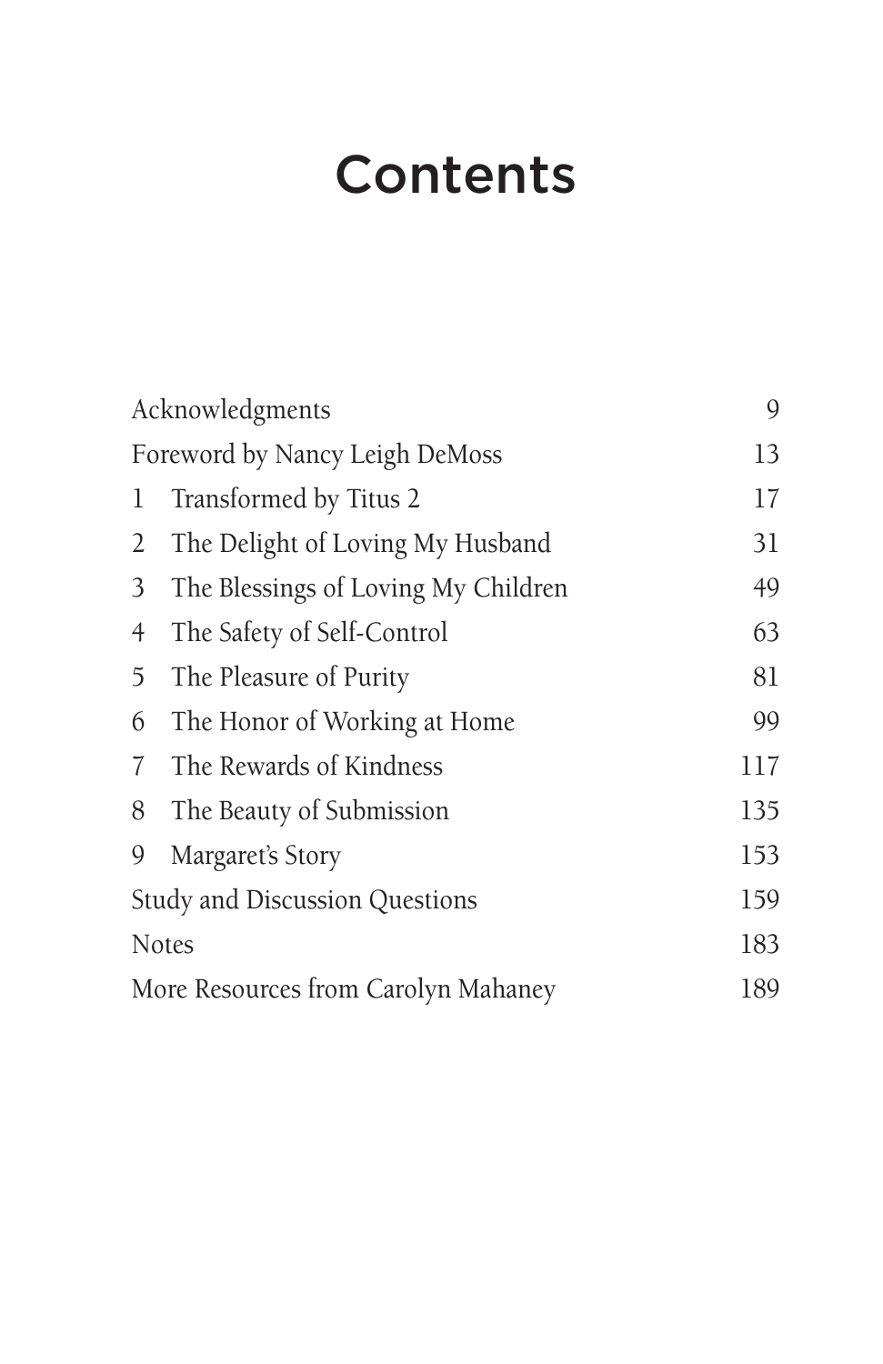# Contents

| | |
|---|---|
| Acknowledgments | 9 |
| Foreword by Nancy Leigh DeMoss | 13 |
| 1 Transformed by Titus 2 | 17 |
| 2 The Delight of Loving My Husband | 31 |
| 3 The Blessings of Loving My Children | 49 |
| 4 The Safety of Self-Control | 63 |
| 5 The Pleasure of Purity | 81 |
| 6 The Honor of Working at Home | 99 |
| 7 The Rewards of Kindness | 117 |
| 8 The Beauty of Submission | 135 |
| 9 Margaret's Story | 153 |
| Study and Discussion Questions | 159 |
| Notes | 183 |
| More Resources from Carolyn Mahaney | 189 |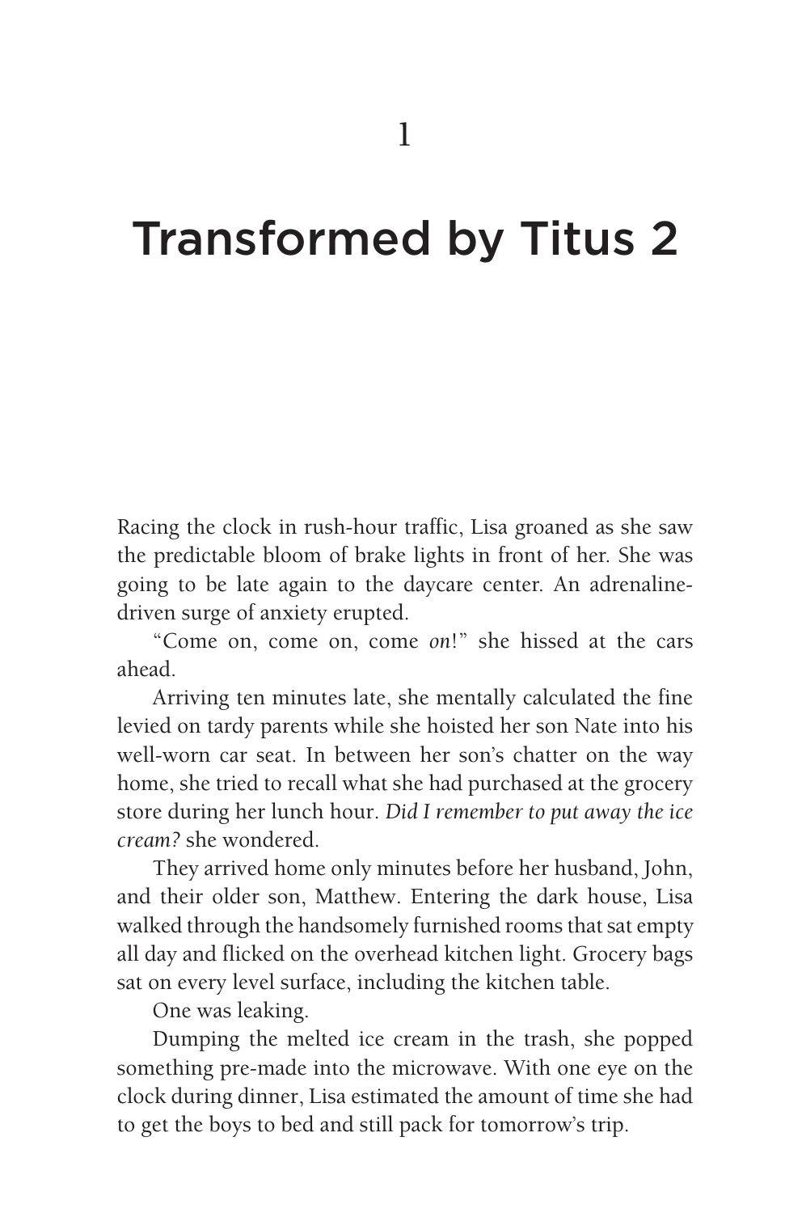# 1

# Transformed by Titus 2

Racing the clock in rush-hour traffic, Lisa groaned as she saw the predictable bloom of brake lights in front of her. She was going to be late again to the daycare center. An adrenaline-driven surge of anxiety erupted.

"Come on, come on, come *on*!" she hissed at the cars ahead.

Arriving ten minutes late, she mentally calculated the fine levied on tardy parents while she hoisted her son Nate into his well-worn car seat. In between her son's chatter on the way home, she tried to recall what she had purchased at the grocery store during her lunch hour. *Did I remember to put away the ice cream?* she wondered.

They arrived home only minutes before her husband, John, and their older son, Matthew. Entering the dark house, Lisa walked through the handsomely furnished rooms that sat empty all day and flicked on the overhead kitchen light. Grocery bags sat on every level surface, including the kitchen table.

One was leaking.

Dumping the melted ice cream in the trash, she popped something pre-made into the microwave. With one eye on the clock during dinner, Lisa estimated the amount of time she had to get the boys to bed and still pack for tomorrow's trip.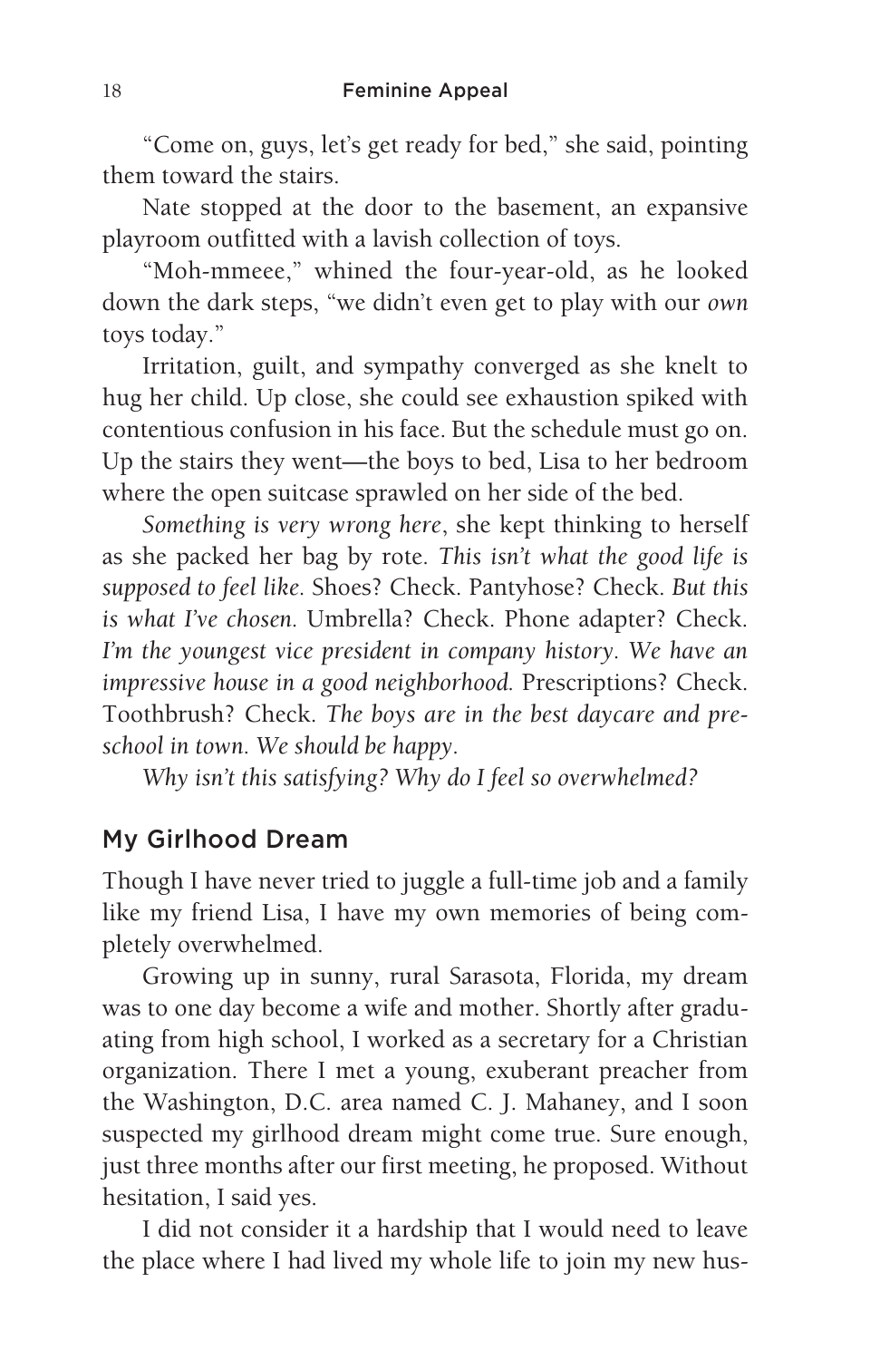"Come on, guys, let's get ready for bed," she said, pointing them toward the stairs.

Nate stopped at the door to the basement, an expansive playroom outfitted with a lavish collection of toys.

"Moh-mmeee," whined the four-year-old, as he looked down the dark steps, "we didn't even get to play with our *own* toys today."

Irritation, guilt, and sympathy converged as she knelt to hug her child. Up close, she could see exhaustion spiked with contentious confusion in his face. But the schedule must go on. Up the stairs they went—the boys to bed, Lisa to her bedroom where the open suitcase sprawled on her side of the bed.

*Something is very wrong here*, she kept thinking to herself as she packed her bag by rote. *This isn't what the good life is supposed to feel like.* Shoes? Check. Pantyhose? Check. *But this is what I've chosen.* Umbrella? Check. Phone adapter? Check. *I'm the youngest vice president in company history. We have an impressive house in a good neighborhood.* Prescriptions? Check. Toothbrush? Check. *The boys are in the best daycare and preschool in town. We should be happy.*

*Why isn't this satisfying? Why do I feel so overwhelmed?*

## My Girlhood Dream

Though I have never tried to juggle a full-time job and a family like my friend Lisa, I have my own memories of being completely overwhelmed.

Growing up in sunny, rural Sarasota, Florida, my dream was to one day become a wife and mother. Shortly after graduating from high school, I worked as a secretary for a Christian organization. There I met a young, exuberant preacher from the Washington, D.C. area named C. J. Mahaney, and I soon suspected my girlhood dream might come true. Sure enough, just three months after our first meeting, he proposed. Without hesitation, I said yes.

I did not consider it a hardship that I would need to leave the place where I had lived my whole life to join my new hus-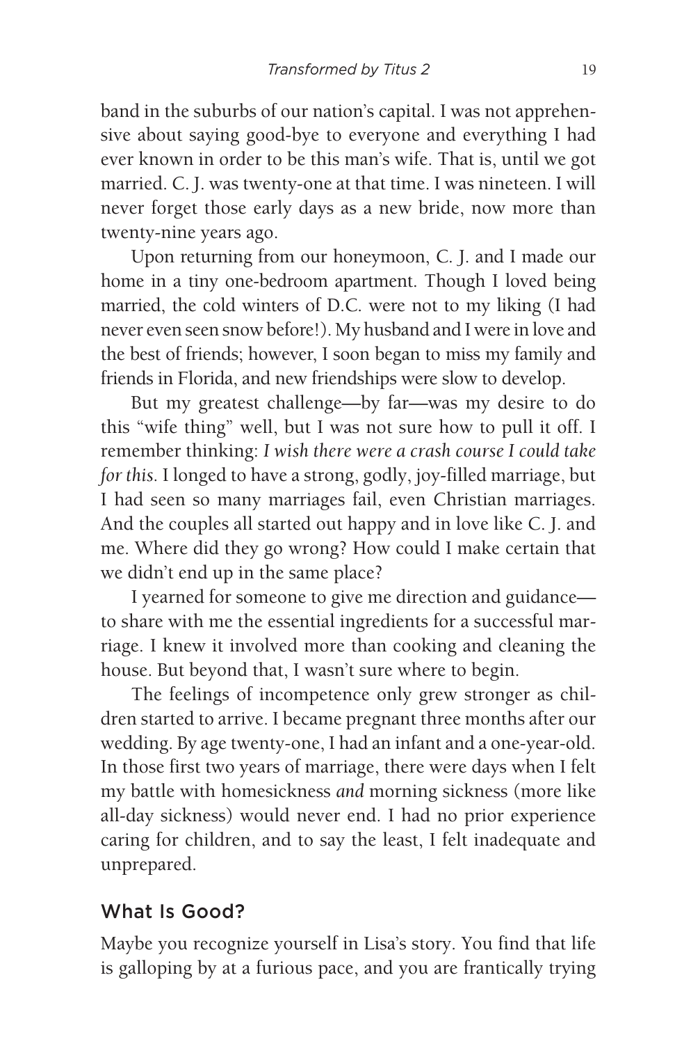band in the suburbs of our nation's capital. I was not apprehensive about saying good-bye to everyone and everything I had ever known in order to be this man's wife. That is, until we got married. C. J. was twenty-one at that time. I was nineteen. I will never forget those early days as a new bride, now more than twenty-nine years ago.

Upon returning from our honeymoon, C. J. and I made our home in a tiny one-bedroom apartment. Though I loved being married, the cold winters of D.C. were not to my liking (I had never even seen snow before!). My husband and I were in love and the best of friends; however, I soon began to miss my family and friends in Florida, and new friendships were slow to develop.

But my greatest challenge—by far—was my desire to do this "wife thing" well, but I was not sure how to pull it off. I remember thinking: *I wish there were a crash course I could take for this.* I longed to have a strong, godly, joy-filled marriage, but I had seen so many marriages fail, even Christian marriages. And the couples all started out happy and in love like C. J. and me. Where did they go wrong? How could I make certain that we didn't end up in the same place?

I yearned for someone to give me direction and guidance—to share with me the essential ingredients for a successful marriage. I knew it involved more than cooking and cleaning the house. But beyond that, I wasn't sure where to begin.

The feelings of incompetence only grew stronger as children started to arrive. I became pregnant three months after our wedding. By age twenty-one, I had an infant and a one-year-old. In those first two years of marriage, there were days when I felt my battle with homesickness *and* morning sickness (more like all-day sickness) would never end. I had no prior experience caring for children, and to say the least, I felt inadequate and unprepared.

## What Is Good?

Maybe you recognize yourself in Lisa's story. You find that life is galloping by at a furious pace, and you are frantically trying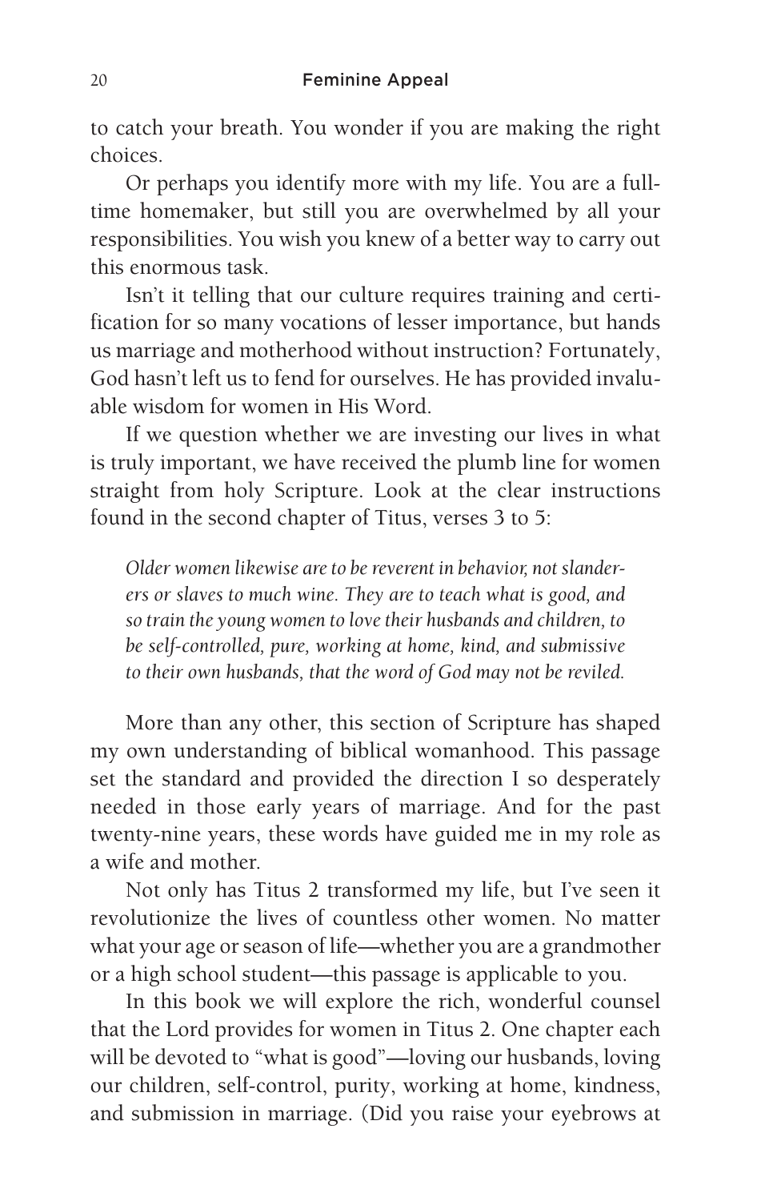to catch your breath. You wonder if you are making the right choices.

Or perhaps you identify more with my life. You are a full-time homemaker, but still you are overwhelmed by all your responsibilities. You wish you knew of a better way to carry out this enormous task.

Isn't it telling that our culture requires training and certification for so many vocations of lesser importance, but hands us marriage and motherhood without instruction? Fortunately, God hasn't left us to fend for ourselves. He has provided invaluable wisdom for women in His Word.

If we question whether we are investing our lives in what is truly important, we have received the plumb line for women straight from holy Scripture. Look at the clear instructions found in the second chapter of Titus, verses 3 to 5:

> *Older women likewise are to be reverent in behavior, not slanderers or slaves to much wine. They are to teach what is good, and so train the young women to love their husbands and children, to be self-controlled, pure, working at home, kind, and submissive to their own husbands, that the word of God may not be reviled.*

More than any other, this section of Scripture has shaped my own understanding of biblical womanhood. This passage set the standard and provided the direction I so desperately needed in those early years of marriage. And for the past twenty-nine years, these words have guided me in my role as a wife and mother.

Not only has Titus 2 transformed my life, but I've seen it revolutionize the lives of countless other women. No matter what your age or season of life—whether you are a grandmother or a high school student—this passage is applicable to you.

In this book we will explore the rich, wonderful counsel that the Lord provides for women in Titus 2. One chapter each will be devoted to "what is good"—loving our husbands, loving our children, self-control, purity, working at home, kindness, and submission in marriage. (Did you raise your eyebrows at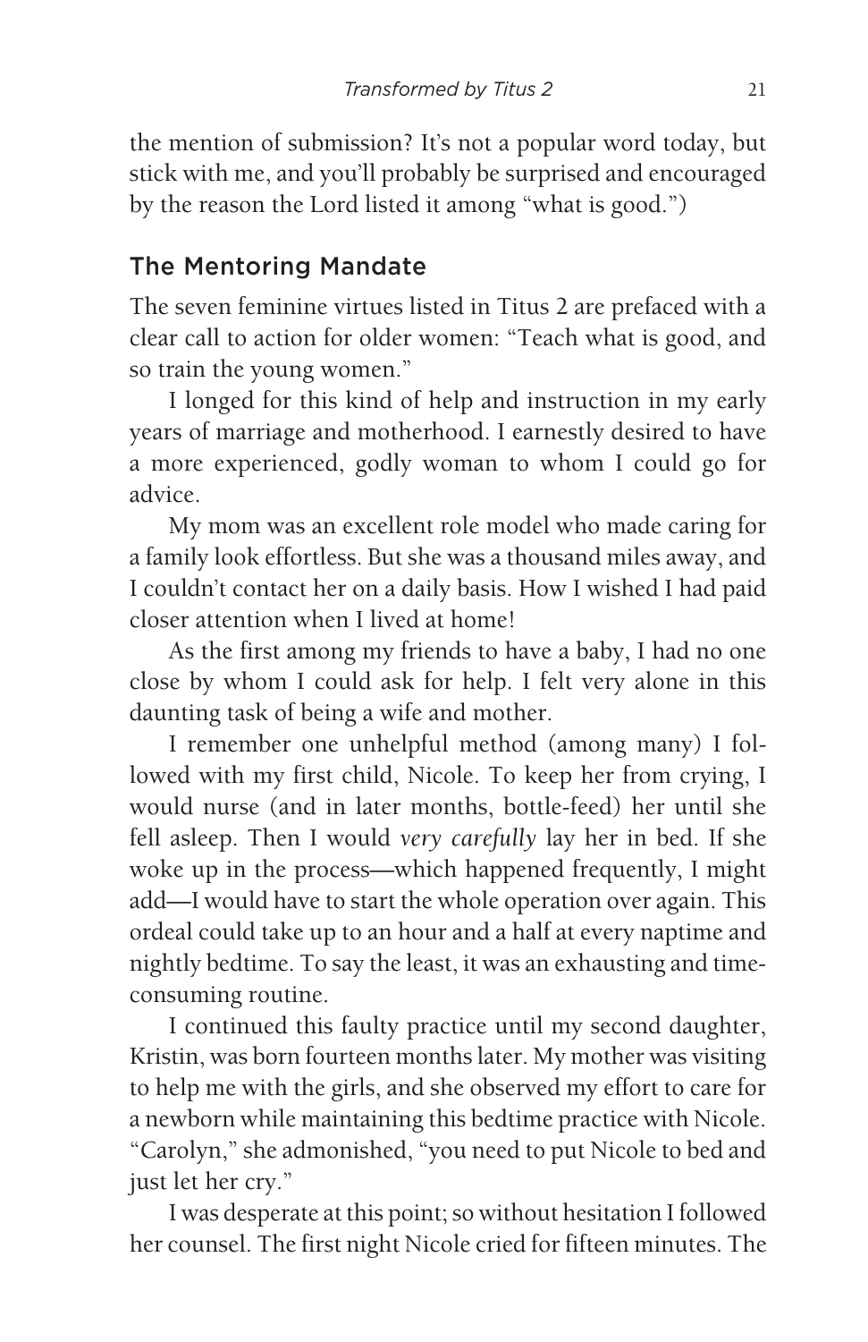the mention of submission? It's not a popular word today, but stick with me, and you'll probably be surprised and encouraged by the reason the Lord listed it among "what is good.")

## The Mentoring Mandate

The seven feminine virtues listed in Titus 2 are prefaced with a clear call to action for older women: "Teach what is good, and so train the young women."

I longed for this kind of help and instruction in my early years of marriage and motherhood. I earnestly desired to have a more experienced, godly woman to whom I could go for advice.

My mom was an excellent role model who made caring for a family look effortless. But she was a thousand miles away, and I couldn't contact her on a daily basis. How I wished I had paid closer attention when I lived at home!

As the first among my friends to have a baby, I had no one close by whom I could ask for help. I felt very alone in this daunting task of being a wife and mother.

I remember one unhelpful method (among many) I followed with my first child, Nicole. To keep her from crying, I would nurse (and in later months, bottle-feed) her until she fell asleep. Then I would *very carefully* lay her in bed. If she woke up in the process—which happened frequently, I might add—I would have to start the whole operation over again. This ordeal could take up to an hour and a half at every naptime and nightly bedtime. To say the least, it was an exhausting and time-consuming routine.

I continued this faulty practice until my second daughter, Kristin, was born fourteen months later. My mother was visiting to help me with the girls, and she observed my effort to care for a newborn while maintaining this bedtime practice with Nicole. "Carolyn," she admonished, "you need to put Nicole to bed and just let her cry."

I was desperate at this point; so without hesitation I followed her counsel. The first night Nicole cried for fifteen minutes. The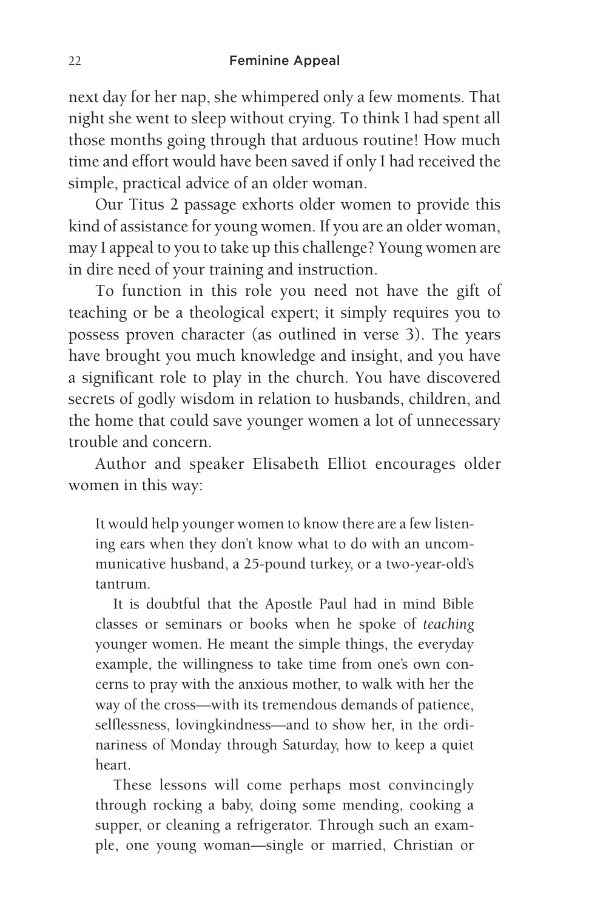next day for her nap, she whimpered only a few moments. That night she went to sleep without crying. To think I had spent all those months going through that arduous routine! How much time and effort would have been saved if only I had received the simple, practical advice of an older woman.

Our Titus 2 passage exhorts older women to provide this kind of assistance for young women. If you are an older woman, may I appeal to you to take up this challenge? Young women are in dire need of your training and instruction.

To function in this role you need not have the gift of teaching or be a theological expert; it simply requires you to possess proven character (as outlined in verse 3). The years have brought you much knowledge and insight, and you have a significant role to play in the church. You have discovered secrets of godly wisdom in relation to husbands, children, and the home that could save younger women a lot of unnecessary trouble and concern.

Author and speaker Elisabeth Elliot encourages older women in this way:

> It would help younger women to know there are a few listening ears when they don't know what to do with an uncommunicative husband, a 25-pound turkey, or a two-year-old's tantrum.
>
> It is doubtful that the Apostle Paul had in mind Bible classes or seminars or books when he spoke of *teaching* younger women. He meant the simple things, the everyday example, the willingness to take time from one's own concerns to pray with the anxious mother, to walk with her the way of the cross—with its tremendous demands of patience, selflessness, lovingkindness—and to show her, in the ordinariness of Monday through Saturday, how to keep a quiet heart.
>
> These lessons will come perhaps most convincingly through rocking a baby, doing some mending, cooking a supper, or cleaning a refrigerator. Through such an example, one young woman—single or married, Christian or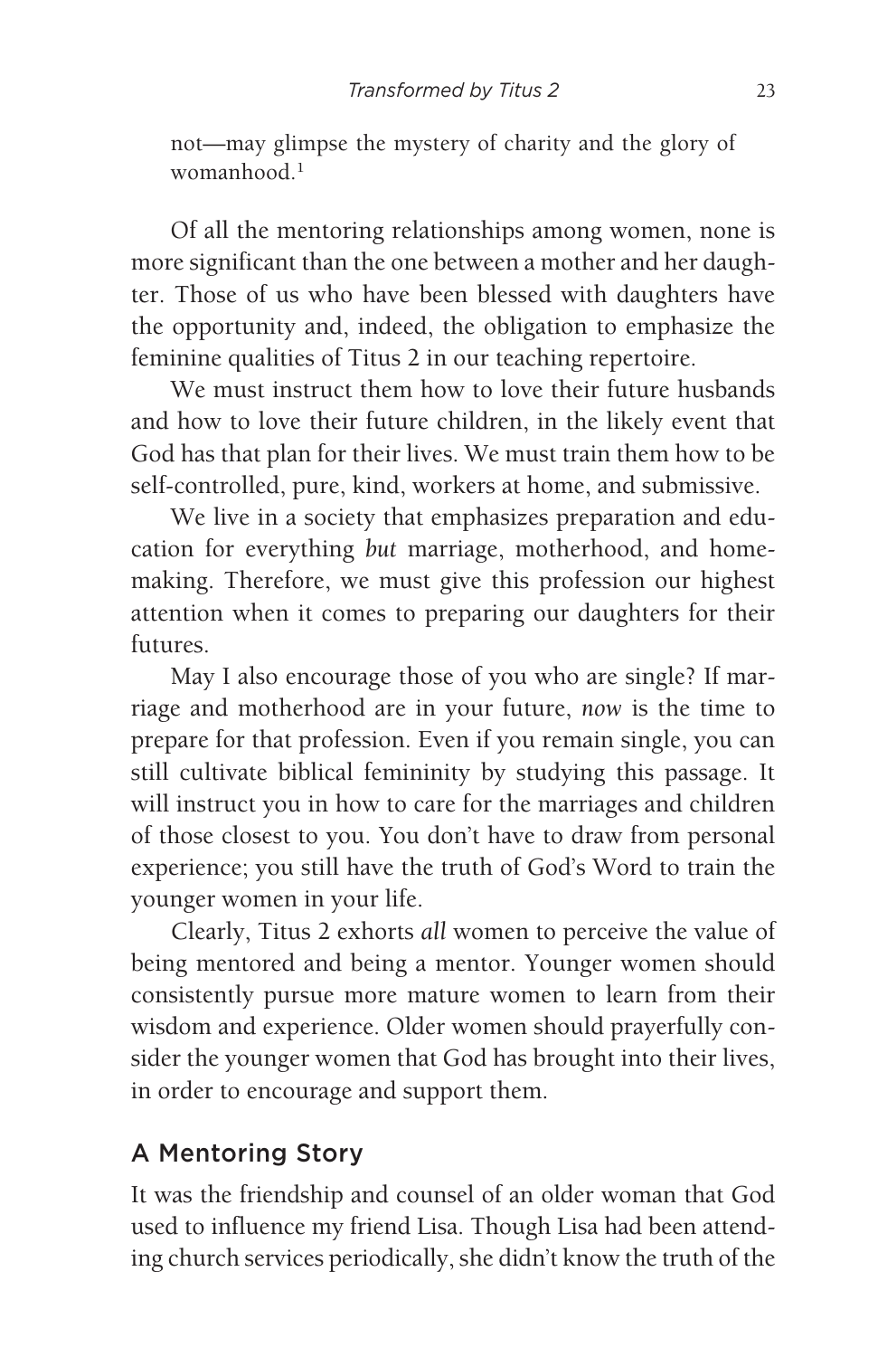not—may glimpse the mystery of charity and the glory of womanhood.[1]

Of all the mentoring relationships among women, none is more significant than the one between a mother and her daughter. Those of us who have been blessed with daughters have the opportunity and, indeed, the obligation to emphasize the feminine qualities of Titus 2 in our teaching repertoire.

We must instruct them how to love their future husbands and how to love their future children, in the likely event that God has that plan for their lives. We must train them how to be self-controlled, pure, kind, workers at home, and submissive.

We live in a society that emphasizes preparation and education for everything *but* marriage, motherhood, and homemaking. Therefore, we must give this profession our highest attention when it comes to preparing our daughters for their futures.

May I also encourage those of you who are single? If marriage and motherhood are in your future, *now* is the time to prepare for that profession. Even if you remain single, you can still cultivate biblical femininity by studying this passage. It will instruct you in how to care for the marriages and children of those closest to you. You don't have to draw from personal experience; you still have the truth of God's Word to train the younger women in your life.

Clearly, Titus 2 exhorts *all* women to perceive the value of being mentored and being a mentor. Younger women should consistently pursue more mature women to learn from their wisdom and experience. Older women should prayerfully consider the younger women that God has brought into their lives, in order to encourage and support them.

## A Mentoring Story

It was the friendship and counsel of an older woman that God used to influence my friend Lisa. Though Lisa had been attending church services periodically, she didn't know the truth of the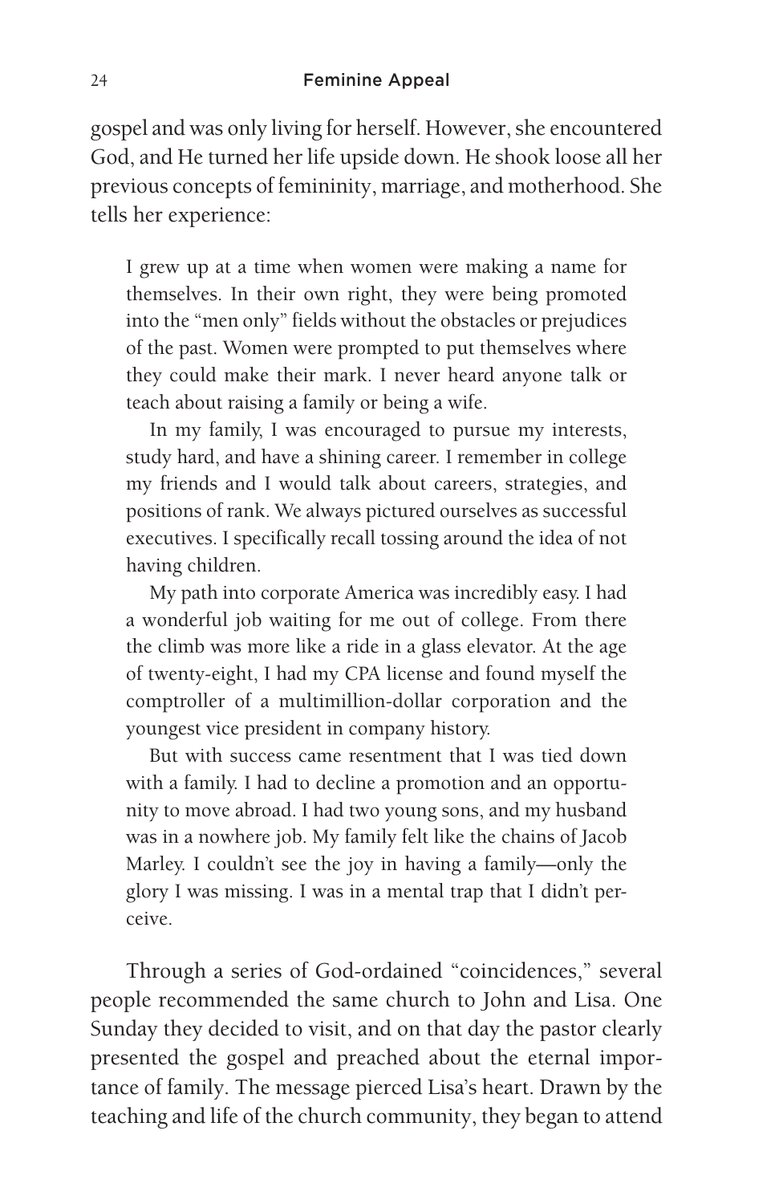gospel and was only living for herself. However, she encountered God, and He turned her life upside down. He shook loose all her previous concepts of femininity, marriage, and motherhood. She tells her experience:

> I grew up at a time when women were making a name for themselves. In their own right, they were being promoted into the "men only" fields without the obstacles or prejudices of the past. Women were prompted to put themselves where they could make their mark. I never heard anyone talk or teach about raising a family or being a wife.
>
> In my family, I was encouraged to pursue my interests, study hard, and have a shining career. I remember in college my friends and I would talk about careers, strategies, and positions of rank. We always pictured ourselves as successful executives. I specifically recall tossing around the idea of not having children.
>
> My path into corporate America was incredibly easy. I had a wonderful job waiting for me out of college. From there the climb was more like a ride in a glass elevator. At the age of twenty-eight, I had my CPA license and found myself the comptroller of a multimillion-dollar corporation and the youngest vice president in company history.
>
> But with success came resentment that I was tied down with a family. I had to decline a promotion and an opportunity to move abroad. I had two young sons, and my husband was in a nowhere job. My family felt like the chains of Jacob Marley. I couldn't see the joy in having a family—only the glory I was missing. I was in a mental trap that I didn't perceive.

Through a series of God-ordained "coincidences," several people recommended the same church to John and Lisa. One Sunday they decided to visit, and on that day the pastor clearly presented the gospel and preached about the eternal importance of family. The message pierced Lisa's heart. Drawn by the teaching and life of the church community, they began to attend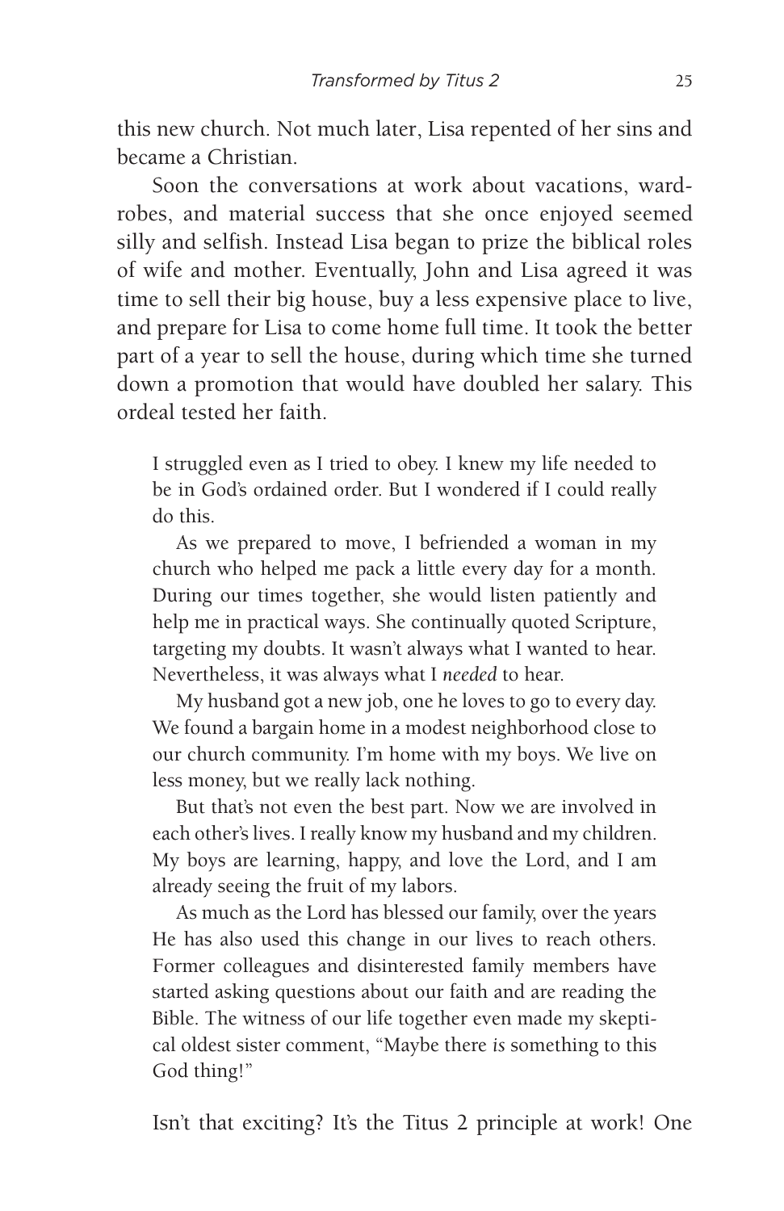this new church. Not much later, Lisa repented of her sins and became a Christian.

Soon the conversations at work about vacations, wardrobes, and material success that she once enjoyed seemed silly and selfish. Instead Lisa began to prize the biblical roles of wife and mother. Eventually, John and Lisa agreed it was time to sell their big house, buy a less expensive place to live, and prepare for Lisa to come home full time. It took the better part of a year to sell the house, during which time she turned down a promotion that would have doubled her salary. This ordeal tested her faith.

> I struggled even as I tried to obey. I knew my life needed to be in God's ordained order. But I wondered if I could really do this.
>
> As we prepared to move, I befriended a woman in my church who helped me pack a little every day for a month. During our times together, she would listen patiently and help me in practical ways. She continually quoted Scripture, targeting my doubts. It wasn't always what I wanted to hear. Nevertheless, it was always what I *needed* to hear.
>
> My husband got a new job, one he loves to go to every day. We found a bargain home in a modest neighborhood close to our church community. I'm home with my boys. We live on less money, but we really lack nothing.
>
> But that's not even the best part. Now we are involved in each other's lives. I really know my husband and my children. My boys are learning, happy, and love the Lord, and I am already seeing the fruit of my labors.
>
> As much as the Lord has blessed our family, over the years He has also used this change in our lives to reach others. Former colleagues and disinterested family members have started asking questions about our faith and are reading the Bible. The witness of our life together even made my skeptical oldest sister comment, "Maybe there *is* something to this God thing!"

Isn't that exciting? It's the Titus 2 principle at work! One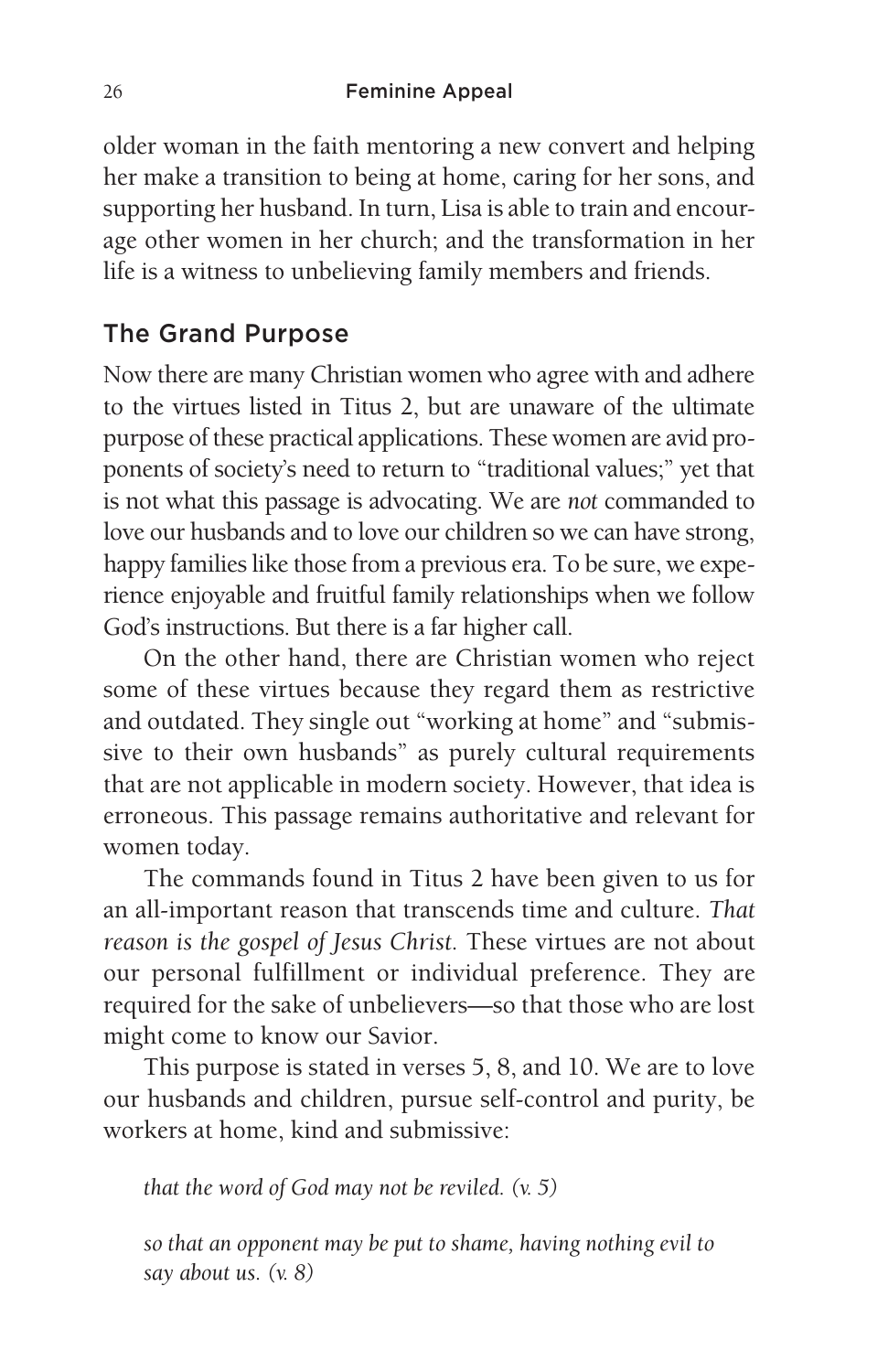older woman in the faith mentoring a new convert and helping her make a transition to being at home, caring for her sons, and supporting her husband. In turn, Lisa is able to train and encourage other women in her church; and the transformation in her life is a witness to unbelieving family members and friends.

## The Grand Purpose

Now there are many Christian women who agree with and adhere to the virtues listed in Titus 2, but are unaware of the ultimate purpose of these practical applications. These women are avid proponents of society's need to return to "traditional values;" yet that is not what this passage is advocating. We are *not* commanded to love our husbands and to love our children so we can have strong, happy families like those from a previous era. To be sure, we experience enjoyable and fruitful family relationships when we follow God's instructions. But there is a far higher call.

On the other hand, there are Christian women who reject some of these virtues because they regard them as restrictive and outdated. They single out "working at home" and "submissive to their own husbands" as purely cultural requirements that are not applicable in modern society. However, that idea is erroneous. This passage remains authoritative and relevant for women today.

The commands found in Titus 2 have been given to us for an all-important reason that transcends time and culture. *That reason is the gospel of Jesus Christ.* These virtues are not about our personal fulfillment or individual preference. They are required for the sake of unbelievers—so that those who are lost might come to know our Savior.

This purpose is stated in verses 5, 8, and 10. We are to love our husbands and children, pursue self-control and purity, be workers at home, kind and submissive:

> *that the word of God may not be reviled. (v. 5)*
>
> *so that an opponent may be put to shame, having nothing evil to say about us. (v. 8)*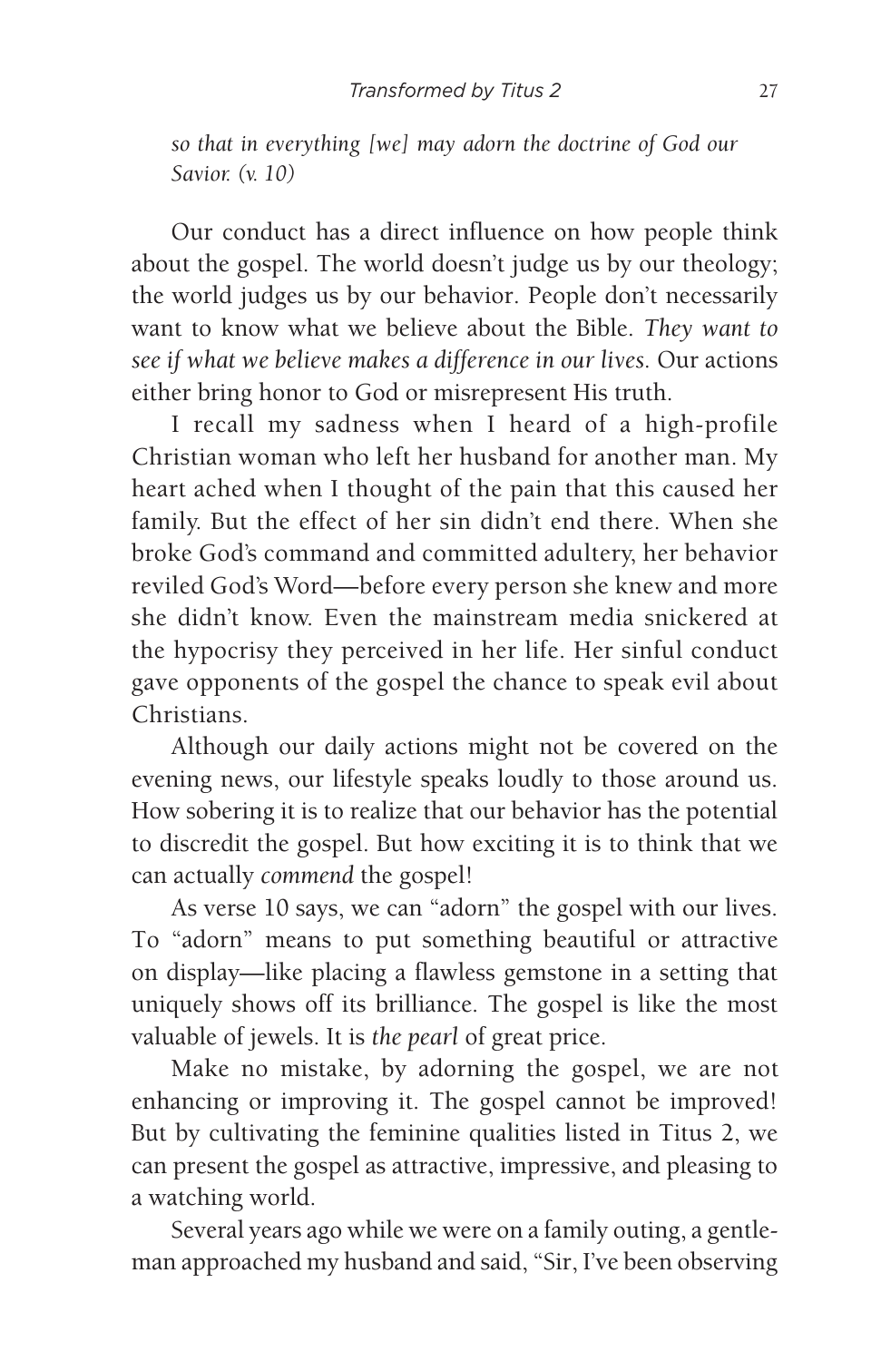*so that in everything [we] may adorn the doctrine of God our Savior. (v. 10)*

Our conduct has a direct influence on how people think about the gospel. The world doesn't judge us by our theology; the world judges us by our behavior. People don't necessarily want to know what we believe about the Bible. *They want to see if what we believe makes a difference in our lives.* Our actions either bring honor to God or misrepresent His truth.

I recall my sadness when I heard of a high-profile Christian woman who left her husband for another man. My heart ached when I thought of the pain that this caused her family. But the effect of her sin didn't end there. When she broke God's command and committed adultery, her behavior reviled God's Word—before every person she knew and more she didn't know. Even the mainstream media snickered at the hypocrisy they perceived in her life. Her sinful conduct gave opponents of the gospel the chance to speak evil about Christians.

Although our daily actions might not be covered on the evening news, our lifestyle speaks loudly to those around us. How sobering it is to realize that our behavior has the potential to discredit the gospel. But how exciting it is to think that we can actually *commend* the gospel!

As verse 10 says, we can "adorn" the gospel with our lives. To "adorn" means to put something beautiful or attractive on display—like placing a flawless gemstone in a setting that uniquely shows off its brilliance. The gospel is like the most valuable of jewels. It is *the pearl* of great price.

Make no mistake, by adorning the gospel, we are not enhancing or improving it. The gospel cannot be improved! But by cultivating the feminine qualities listed in Titus 2, we can present the gospel as attractive, impressive, and pleasing to a watching world.

Several years ago while we were on a family outing, a gentleman approached my husband and said, "Sir, I've been observing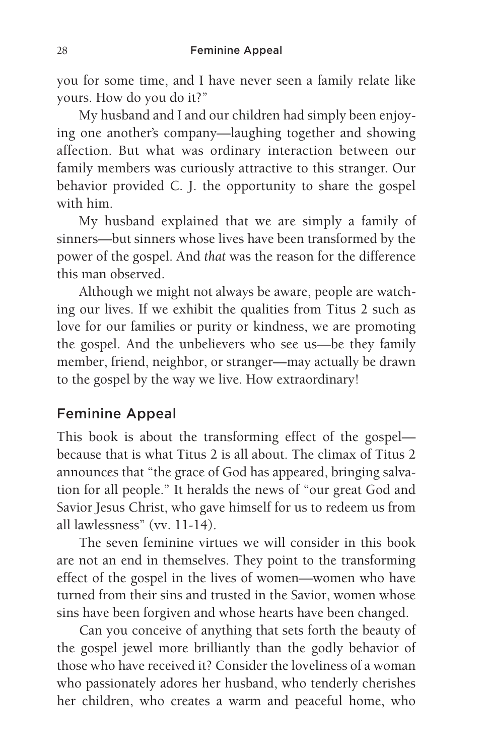you for some time, and I have never seen a family relate like yours. How do you do it?"

My husband and I and our children had simply been enjoying one another's company—laughing together and showing affection. But what was ordinary interaction between our family members was curiously attractive to this stranger. Our behavior provided C. J. the opportunity to share the gospel with him.

My husband explained that we are simply a family of sinners—but sinners whose lives have been transformed by the power of the gospel. And *that* was the reason for the difference this man observed.

Although we might not always be aware, people are watching our lives. If we exhibit the qualities from Titus 2 such as love for our families or purity or kindness, we are promoting the gospel. And the unbelievers who see us—be they family member, friend, neighbor, or stranger—may actually be drawn to the gospel by the way we live. How extraordinary!

## Feminine Appeal

This book is about the transforming effect of the gospel—because that is what Titus 2 is all about. The climax of Titus 2 announces that "the grace of God has appeared, bringing salvation for all people." It heralds the news of "our great God and Savior Jesus Christ, who gave himself for us to redeem us from all lawlessness" (vv. 11-14).

The seven feminine virtues we will consider in this book are not an end in themselves. They point to the transforming effect of the gospel in the lives of women—women who have turned from their sins and trusted in the Savior, women whose sins have been forgiven and whose hearts have been changed.

Can you conceive of anything that sets forth the beauty of the gospel jewel more brilliantly than the godly behavior of those who have received it? Consider the loveliness of a woman who passionately adores her husband, who tenderly cherishes her children, who creates a warm and peaceful home, who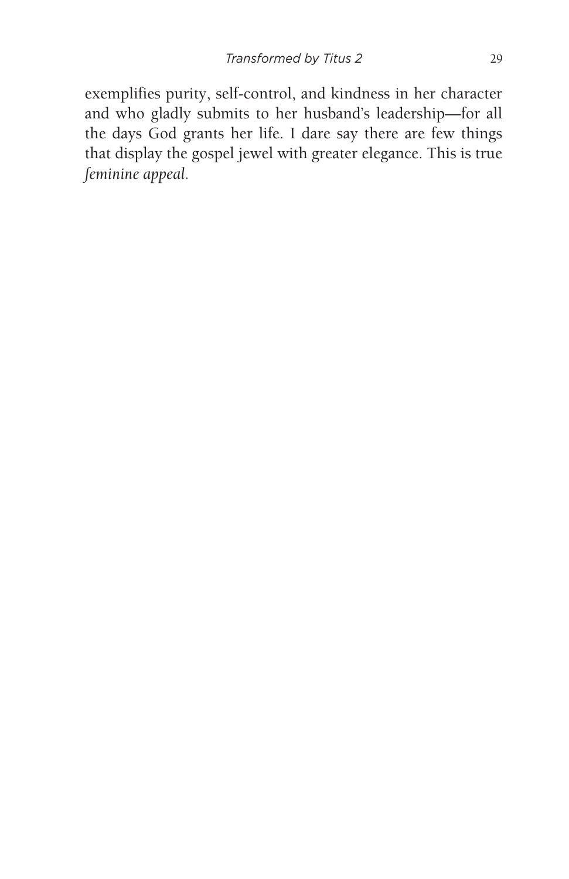exemplifies purity, self-control, and kindness in her character and who gladly submits to her husband's leadership—for all the days God grants her life. I dare say there are few things that display the gospel jewel with greater elegance. This is true *feminine appeal.*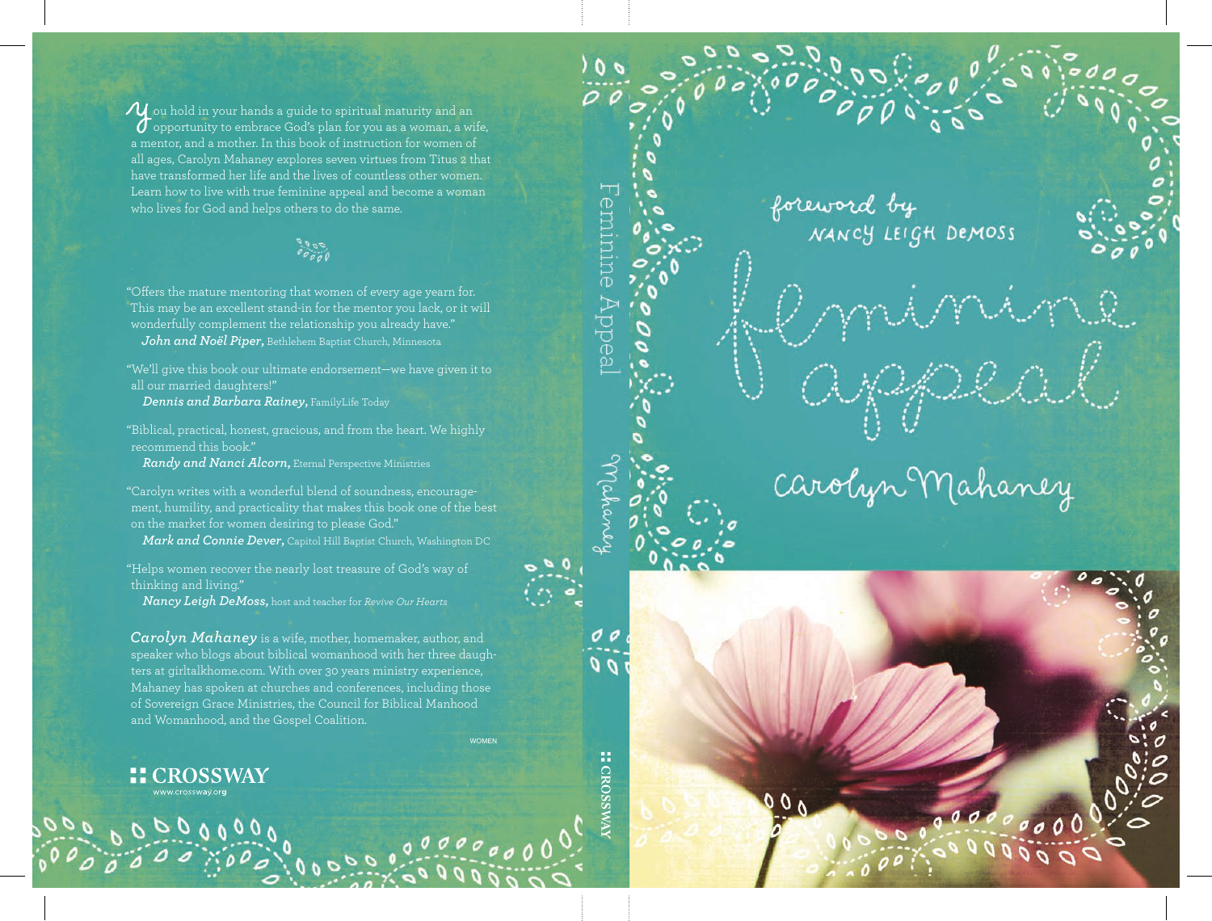You hold in your hands a guide to spiritual maturity and an opportunity to embrace God's plan for you as a woman, a wife, a mentor, and a mother. In this book of instruction for women of all ages, Carolyn Mahaney explores seven virtues from Titus 2 that have transformed her life and the lives of countless other women. Learn how to live with true feminine appeal and become a woman who lives for God and helps others to do the same.

"Offers the mature mentoring that women of every age yearn for. This may be an excellent stand-in for the mentor you lack, or it will wonderfully complement the relationship you already have."
***John and Noël Piper,*** Bethlehem Baptist Church, Minnesota

"We'll give this book our ultimate endorsement—we have given it to all our married daughters!"
***Dennis and Barbara Rainey,*** FamilyLife Today

"Biblical, practical, honest, gracious, and from the heart. We highly recommend this book."
***Randy and Nanci Alcorn,*** Eternal Perspective Ministries

"Carolyn writes with a wonderful blend of soundness, encouragement, humility, and practicality that makes this book one of the best on the market for women desiring to please God."
***Mark and Connie Dever,*** Capitol Hill Baptist Church, Washington DC

"Helps women recover the nearly lost treasure of God's way of thinking and living."
***Nancy Leigh DeMoss,*** host and teacher for *Revive Our Hearts*

***Carolyn Mahaney*** is a wife, mother, homemaker, author, and speaker who blogs about biblical womanhood with her three daughters at girltalkhome.com. With over 30 years ministry experience, Mahaney has spoken at churches and conferences, including those of Sovereign Grace Ministries, the Council for Biblical Manhood and Womanhood, and the Gospel Coalition.

WOMEN

CROSSWAY
www.crossway.org

Feminine Appeal — Mahaney — CROSSWAY

foreword by
NANCY LEIGH DEMOSS

# feminine appeal

Carolyn Mahaney